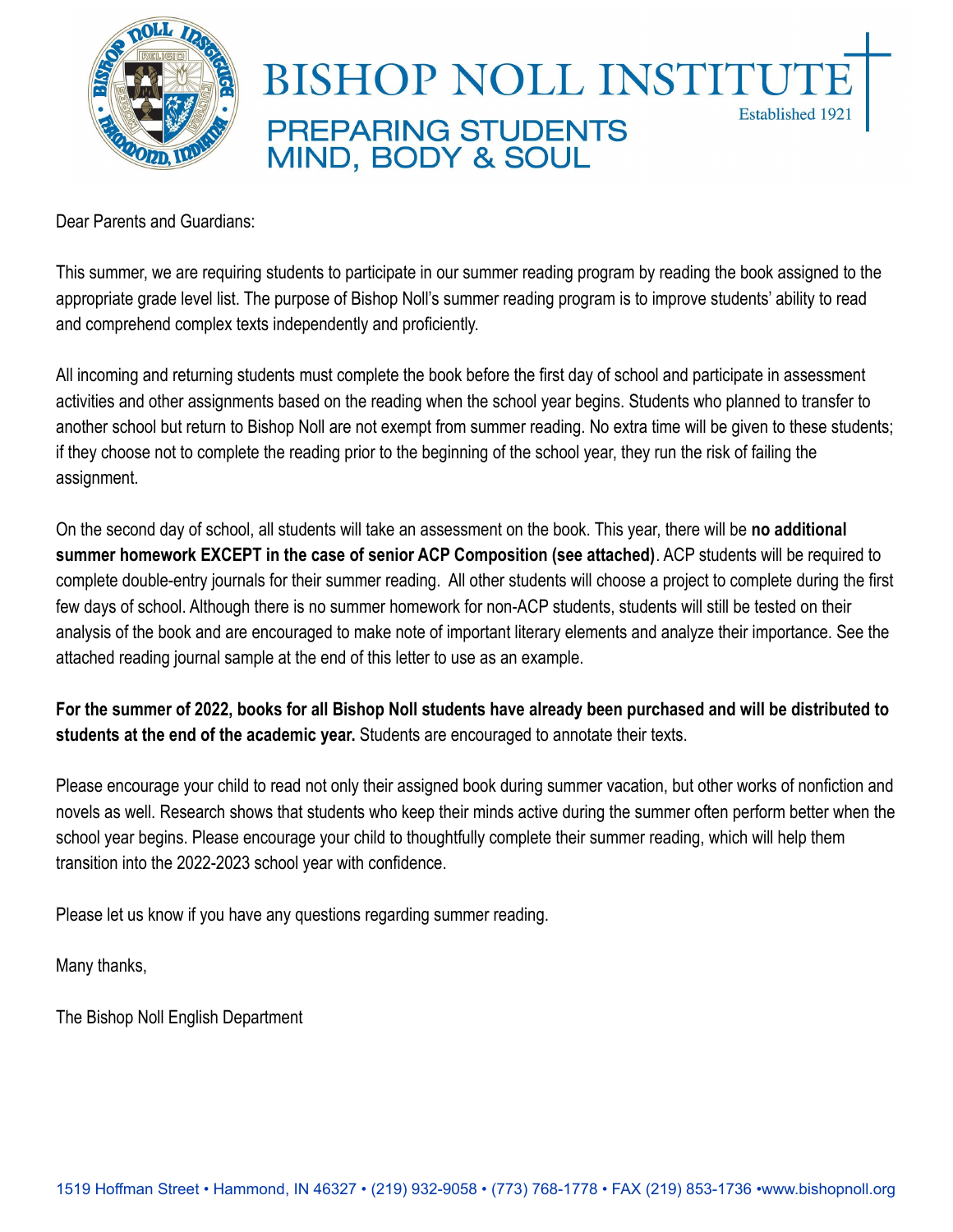# BISHOP NOLL INSTITUTE

Established 1921

PREPARING STUDENTS MIND, BODY & SOUL

Dear Parents and Guardians:

This summer, we are requiring students to participate in our summer reading program by reading the book assigned to the appropriate grade level list. The purpose of Bishop Noll's summer reading program is to improve students' ability to read and comprehend complex texts independently and proficiently.

All incoming and returning students must complete the book before the first day of school and participate in assessment activities and other assignments based on the reading when the school year begins. Students who planned to transfer to another school but return to Bishop Noll are not exempt from summer reading. No extra time will be given to these students; if they choose not to complete the reading prior to the beginning of the school year, they run the risk of failing the assignment.

On the second day of school, all students will take an assessment on the book. This year, there will be **no additional summer homework EXCEPT in the case of senior ACP Composition (see attached)**. ACP students will be required to complete double-entry journals for their summer reading. All other students will choose a project to complete during the first few days of school. Although there is no summer homework for non-ACP students, students will still be tested on their analysis of the book and are encouraged to make note of important literary elements and analyze their importance. See the attached reading journal sample at the end of this letter to use as an example.

**For the summer of 2022, books for all Bishop Noll students have already been purchased and will be distributed to students at the end of the academic year.** Students are encouraged to annotate their texts.

Please encourage your child to read not only their assigned book during summer vacation, but other works of nonfiction and novels as well. Research shows that students who keep their minds active during the summer often perform better when the school year begins. Please encourage your child to thoughtfully complete their summer reading, which will help them transition into the 2022-2023 school year with confidence.

Please let us know if you have any questions regarding summer reading.

Many thanks,

The Bishop Noll English Department

1519 Hoffman Street • Hammond, IN 46327 • (219) 932-9058 • (773) 768-1778 • FAX (219) 853-1736 •www.bishopnoll.org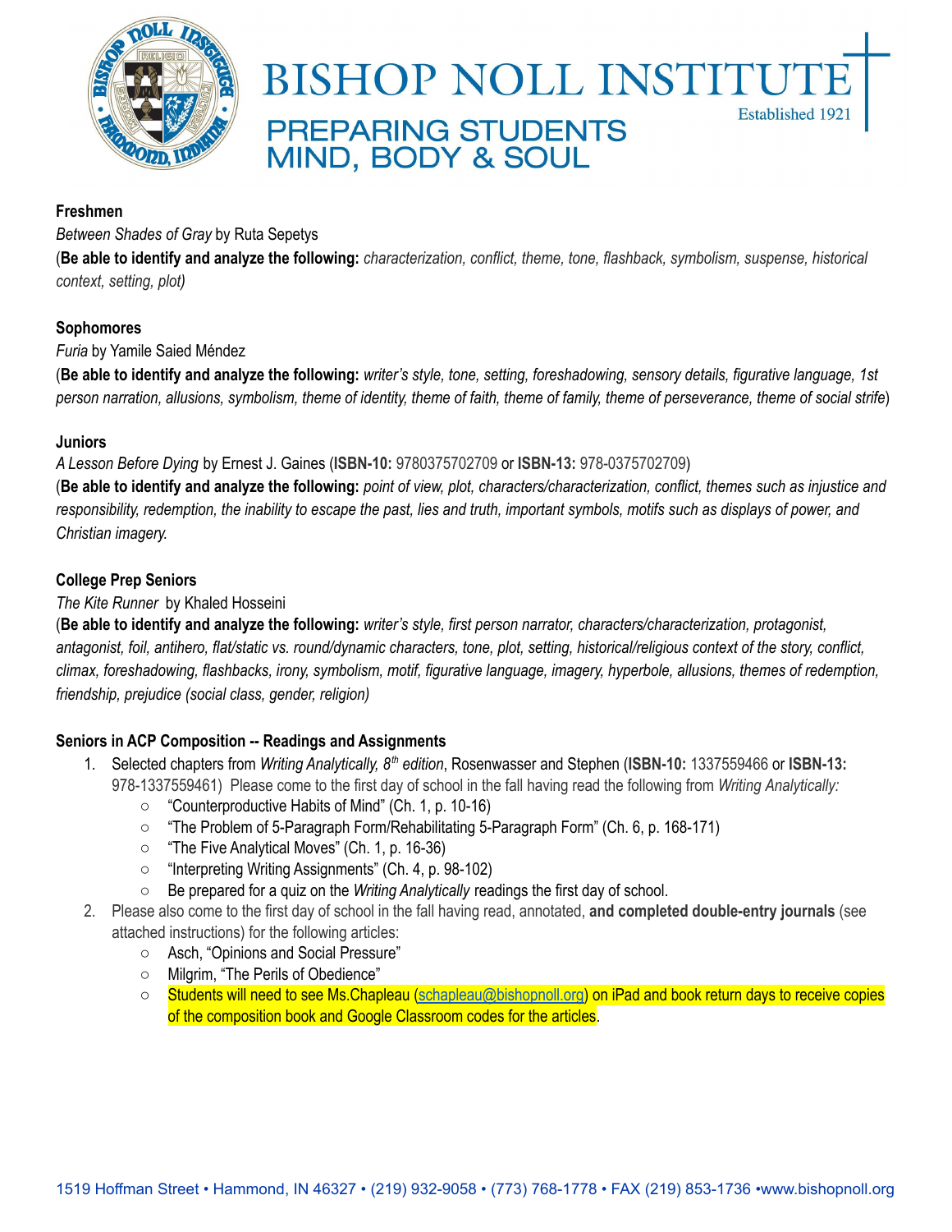**Freshmen**

*Between Shades of Gray* by Ruta Sepetys

(**Be able to identify and analyze the following:** *characterization, conflict, theme, tone, flashback, symbolism, suspense, historical context, setting, plot)*

**Sophomores**

*Furia* by Yamile Saied Méndez

(**Be able to identify and analyze the following:** *writer's style, tone, setting, foreshadowing, sensory details, figurative language, 1st person narration, allusions, symbolism, theme of identity, theme of faith, theme of family, theme of perseverance, theme of social strife*)

**Juniors**

*A Lesson Before Dying* by Ernest J. Gaines (**ISBN-10:** 9780375702709 or **ISBN-13:** 978-0375702709)

(**Be able to identify and analyze the following:** *point of view, plot, characters/characterization, conflict, themes such as injustice and responsibility, redemption, the inability to escape the past, lies and truth, important symbols, motifs such as displays of power, and Christian imagery.*

**College Prep Seniors**

*The Kite Runner* by Khaled Hosseini

(**Be able to identify and analyze the following:** *writer's style, first person narrator, characters/characterization, protagonist, antagonist, foil, antihero, flat/static vs. round/dynamic characters, tone, plot, setting, historical/religious context of the story, conflict, climax, foreshadowing, flashbacks, irony, symbolism, motif, figurative language, imagery, hyperbole, allusions, themes of redemption, friendship, prejudice (social class, gender, religion)*

**Seniors in ACP Composition -- Readings and Assignments**

1. Selected chapters from *Writing Analytically, 8th edition*, Rosenwasser and Stephen (**ISBN-10:** 1337559466 or **ISBN-13:** 978-1337559461) Please come to the first day of school in the fall having read the following from *Writing Analytically:*
   - "Counterproductive Habits of Mind" (Ch. 1, p. 10-16)
   - "The Problem of 5-Paragraph Form/Rehabilitating 5-Paragraph Form" (Ch. 6, p. 168-171)
   - "The Five Analytical Moves" (Ch. 1, p. 16-36)
   - "Interpreting Writing Assignments" (Ch. 4, p. 98-102)
   - Be prepared for a quiz on the *Writing Analytically* readings the first day of school.
2. Please also come to the first day of school in the fall having read, annotated, **and completed double-entry journals** (see attached instructions) for the following articles:
   - Asch, "Opinions and Social Pressure"
   - Milgrim, "The Perils of Obedience"
   - Students will need to see Ms.Chapleau (schapleau@bishopnoll.org) on iPad and book return days to receive copies of the composition book and Google Classroom codes for the articles.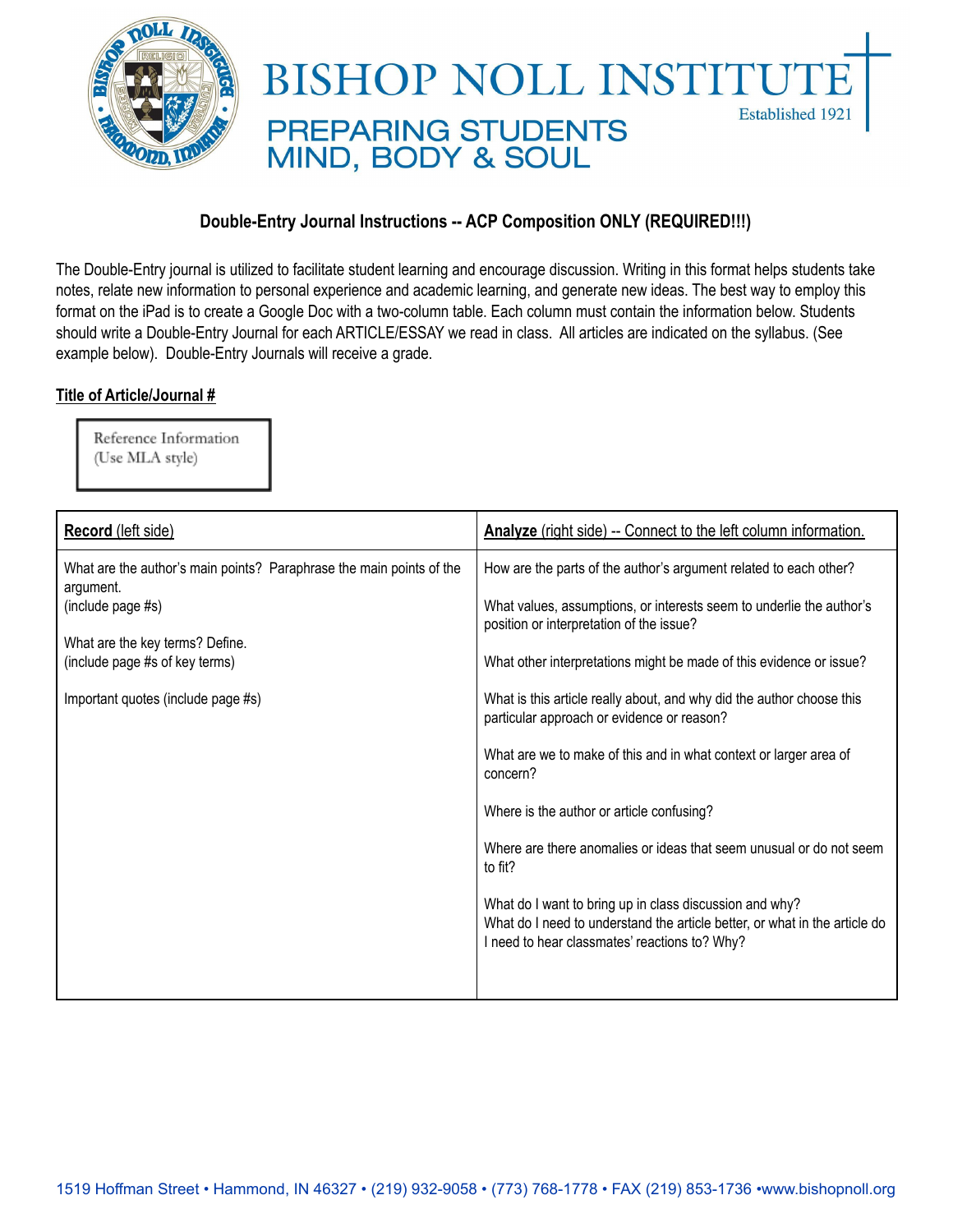# BISHOP NOLL INSTITUTE

Established 1921

PREPARING STUDENTS MIND, BODY & SOUL

## Double-Entry Journal Instructions -- ACP Composition ONLY (REQUIRED!!!)

The Double-Entry journal is utilized to facilitate student learning and encourage discussion. Writing in this format helps students take notes, relate new information to personal experience and academic learning, and generate new ideas. The best way to employ this format on the iPad is to create a Google Doc with a two-column table. Each column must contain the information below. Students should write a Double-Entry Journal for each ARTICLE/ESSAY we read in class. All articles are indicated on the syllabus. (See example below). Double-Entry Journals will receive a grade.

**Title of Article/Journal #**

| |
|---|
| Reference Information (Use MLA style) |

| **Record** (left side) | **Analyze** (right side) -- Connect to the left column information. |
|---|---|
| What are the author's main points? Paraphrase the main points of the argument. (include page #s)<br><br>What are the key terms? Define. (include page #s of key terms)<br><br>Important quotes (include page #s) | How are the parts of the author's argument related to each other?<br><br>What values, assumptions, or interests seem to underlie the author's position or interpretation of the issue?<br><br>What other interpretations might be made of this evidence or issue?<br><br>What is this article really about, and why did the author choose this particular approach or evidence or reason?<br><br>What are we to make of this and in what context or larger area of concern?<br><br>Where is the author or article confusing?<br><br>Where are there anomalies or ideas that seem unusual or do not seem to fit?<br><br>What do I want to bring up in class discussion and why?<br>What do I need to understand the article better, or what in the article do I need to hear classmates' reactions to? Why? |

1519 Hoffman Street • Hammond, IN 46327 • (219) 932-9058 • (773) 768-1778 • FAX (219) 853-1736 •www.bishopnoll.org